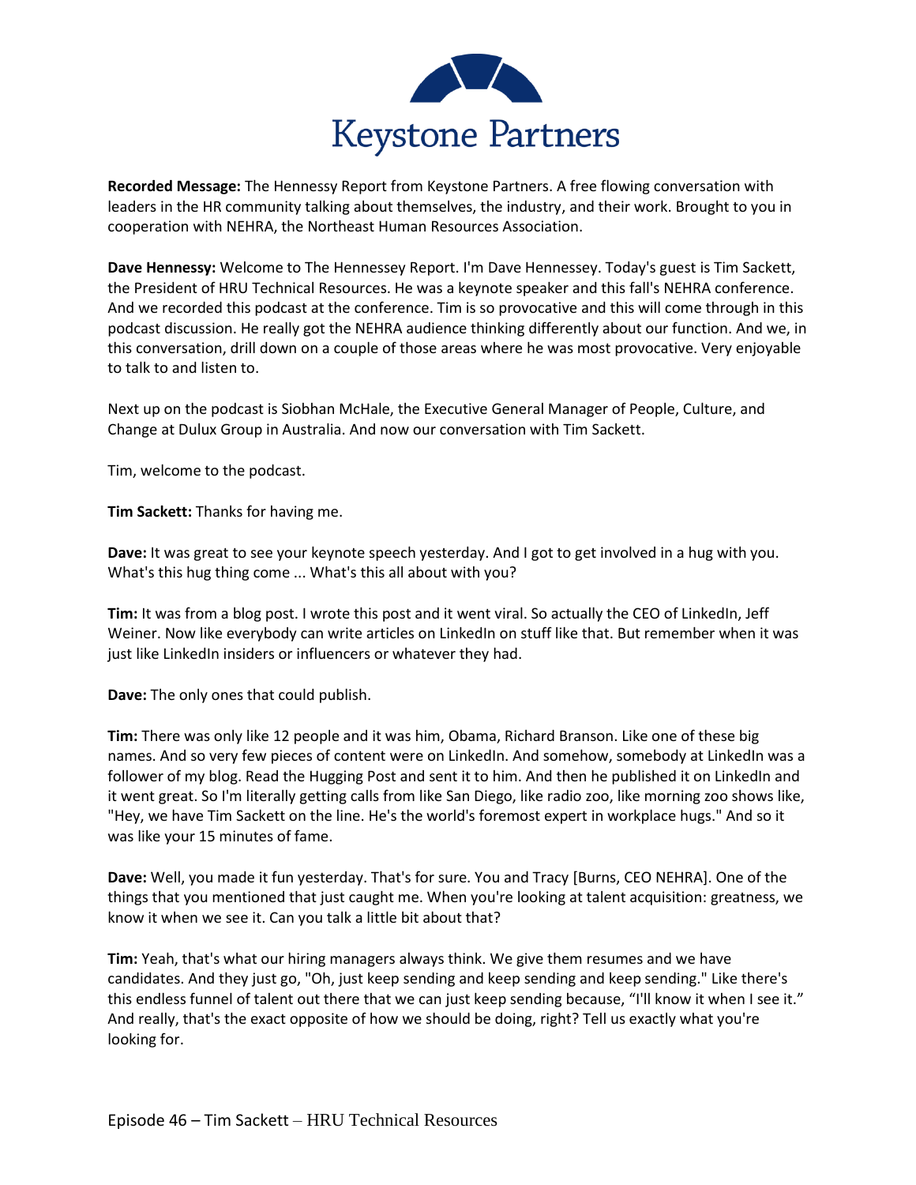# Keystone Partners

**Recorded Message:** The Hennessy Report from Keystone Partners. A free flowing conversation with leaders in the HR community talking about themselves, the industry, and their work. Brought to you in cooperation with NEHRA, the Northeast Human Resources Association.

**Dave Hennessy:** Welcome to The Hennessey Report. I'm Dave Hennessey. Today's guest is Tim Sackett, the President of HRU Technical Resources. He was a keynote speaker and this fall's NEHRA conference. And we recorded this podcast at the conference. Tim is so provocative and this will come through in this podcast discussion. He really got the NEHRA audience thinking differently about our function. And we, in this conversation, drill down on a couple of those areas where he was most provocative. Very enjoyable to talk to and listen to.

Next up on the podcast is Siobhan McHale, the Executive General Manager of People, Culture, and Change at Dulux Group in Australia. And now our conversation with Tim Sackett.

Tim, welcome to the podcast.

**Tim Sackett:** Thanks for having me.

**Dave:** It was great to see your keynote speech yesterday. And I got to get involved in a hug with you. What's this hug thing come ... What's this all about with you?

**Tim:** It was from a blog post. I wrote this post and it went viral. So actually the CEO of LinkedIn, Jeff Weiner. Now like everybody can write articles on LinkedIn on stuff like that. But remember when it was just like LinkedIn insiders or influencers or whatever they had.

**Dave:** The only ones that could publish.

**Tim:** There was only like 12 people and it was him, Obama, Richard Branson. Like one of these big names. And so very few pieces of content were on LinkedIn. And somehow, somebody at LinkedIn was a follower of my blog. Read the Hugging Post and sent it to him. And then he published it on LinkedIn and it went great. So I'm literally getting calls from like San Diego, like radio zoo, like morning zoo shows like, "Hey, we have Tim Sackett on the line. He's the world's foremost expert in workplace hugs." And so it was like your 15 minutes of fame.

**Dave:** Well, you made it fun yesterday. That's for sure. You and Tracy [Burns, CEO NEHRA]. One of the things that you mentioned that just caught me. When you're looking at talent acquisition: greatness, we know it when we see it. Can you talk a little bit about that?

**Tim:** Yeah, that's what our hiring managers always think. We give them resumes and we have candidates. And they just go, "Oh, just keep sending and keep sending and keep sending." Like there's this endless funnel of talent out there that we can just keep sending because, "I'll know it when I see it." And really, that's the exact opposite of how we should be doing, right? Tell us exactly what you're looking for.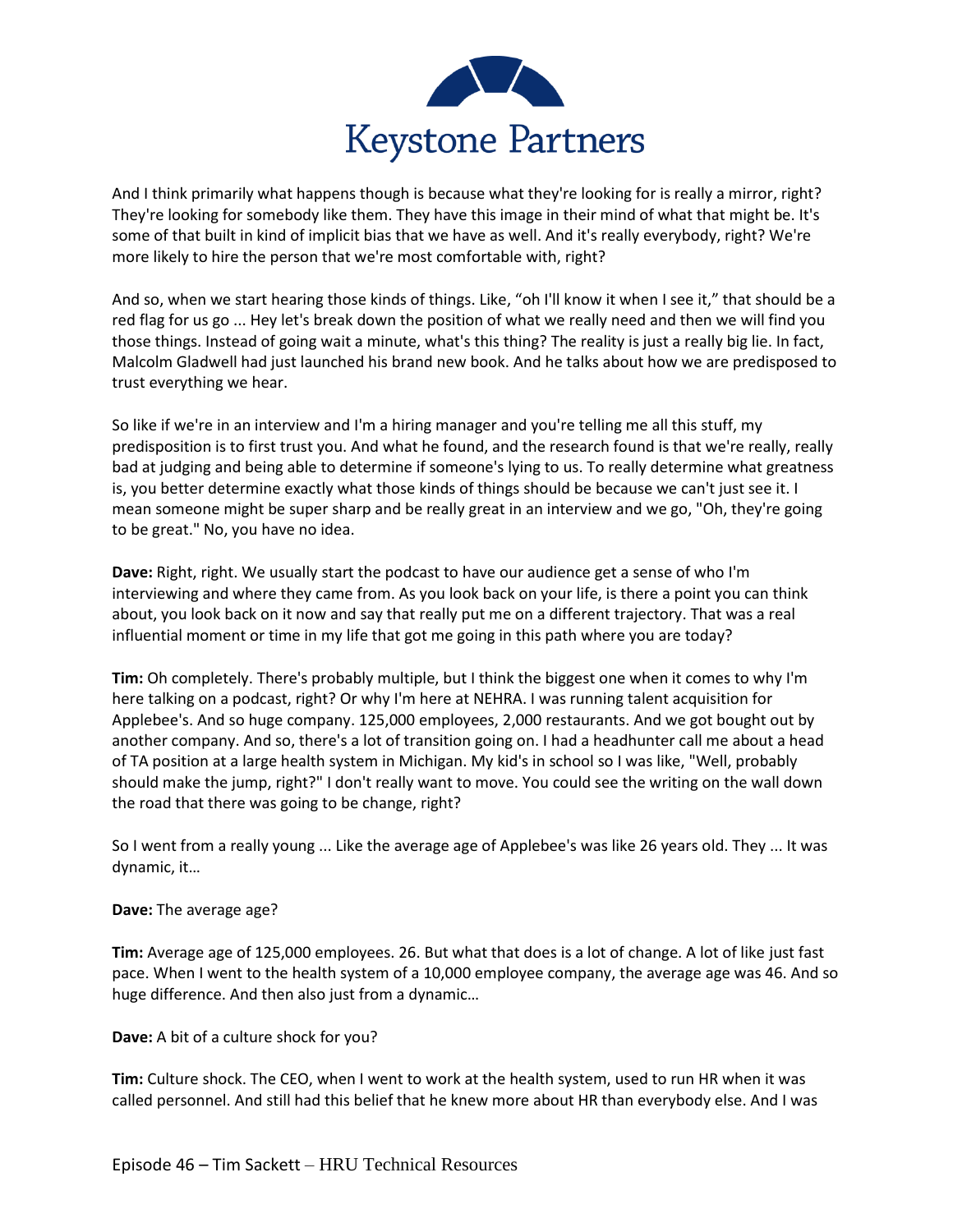And I think primarily what happens though is because what they're looking for is really a mirror, right? They're looking for somebody like them. They have this image in their mind of what that might be. It's some of that built in kind of implicit bias that we have as well. And it's really everybody, right? We're more likely to hire the person that we're most comfortable with, right?

And so, when we start hearing those kinds of things. Like, "oh I'll know it when I see it," that should be a red flag for us go ... Hey let's break down the position of what we really need and then we will find you those things. Instead of going wait a minute, what's this thing? The reality is just a really big lie. In fact, Malcolm Gladwell had just launched his brand new book. And he talks about how we are predisposed to trust everything we hear.

So like if we're in an interview and I'm a hiring manager and you're telling me all this stuff, my predisposition is to first trust you. And what he found, and the research found is that we're really, really bad at judging and being able to determine if someone's lying to us. To really determine what greatness is, you better determine exactly what those kinds of things should be because we can't just see it. I mean someone might be super sharp and be really great in an interview and we go, "Oh, they're going to be great." No, you have no idea.

**Dave:** Right, right. We usually start the podcast to have our audience get a sense of who I'm interviewing and where they came from. As you look back on your life, is there a point you can think about, you look back on it now and say that really put me on a different trajectory. That was a real influential moment or time in my life that got me going in this path where you are today?

**Tim:** Oh completely. There's probably multiple, but I think the biggest one when it comes to why I'm here talking on a podcast, right? Or why I'm here at NEHRA. I was running talent acquisition for Applebee's. And so huge company. 125,000 employees, 2,000 restaurants. And we got bought out by another company. And so, there's a lot of transition going on. I had a headhunter call me about a head of TA position at a large health system in Michigan. My kid's in school so I was like, "Well, probably should make the jump, right?" I don't really want to move. You could see the writing on the wall down the road that there was going to be change, right?

So I went from a really young ... Like the average age of Applebee's was like 26 years old. They ... It was dynamic, it…

**Dave:** The average age?

**Tim:** Average age of 125,000 employees. 26. But what that does is a lot of change. A lot of like just fast pace. When I went to the health system of a 10,000 employee company, the average age was 46. And so huge difference. And then also just from a dynamic…

**Dave:** A bit of a culture shock for you?

**Tim:** Culture shock. The CEO, when I went to work at the health system, used to run HR when it was called personnel. And still had this belief that he knew more about HR than everybody else. And I was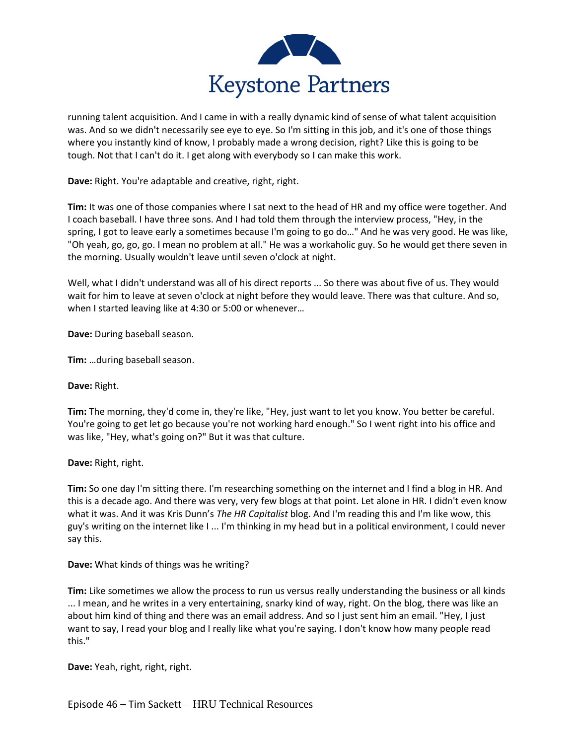running talent acquisition. And I came in with a really dynamic kind of sense of what talent acquisition was. And so we didn't necessarily see eye to eye. So I'm sitting in this job, and it's one of those things where you instantly kind of know, I probably made a wrong decision, right? Like this is going to be tough. Not that I can't do it. I get along with everybody so I can make this work.

**Dave:** Right. You're adaptable and creative, right, right.

**Tim:** It was one of those companies where I sat next to the head of HR and my office were together. And I coach baseball. I have three sons. And I had told them through the interview process, "Hey, in the spring, I got to leave early a sometimes because I'm going to go do…" And he was very good. He was like, "Oh yeah, go, go, go. I mean no problem at all." He was a workaholic guy. So he would get there seven in the morning. Usually wouldn't leave until seven o'clock at night.

Well, what I didn't understand was all of his direct reports ... So there was about five of us. They would wait for him to leave at seven o'clock at night before they would leave. There was that culture. And so, when I started leaving like at 4:30 or 5:00 or whenever…

**Dave:** During baseball season.

**Tim:** …during baseball season.

**Dave:** Right.

**Tim:** The morning, they'd come in, they're like, "Hey, just want to let you know. You better be careful. You're going to get let go because you're not working hard enough." So I went right into his office and was like, "Hey, what's going on?" But it was that culture.

**Dave:** Right, right.

**Tim:** So one day I'm sitting there. I'm researching something on the internet and I find a blog in HR. And this is a decade ago. And there was very, very few blogs at that point. Let alone in HR. I didn't even know what it was. And it was Kris Dunn's *The HR Capitalist* blog. And I'm reading this and I'm like wow, this guy's writing on the internet like I ... I'm thinking in my head but in a political environment, I could never say this.

**Dave:** What kinds of things was he writing?

**Tim:** Like sometimes we allow the process to run us versus really understanding the business or all kinds ... I mean, and he writes in a very entertaining, snarky kind of way, right. On the blog, there was like an about him kind of thing and there was an email address. And so I just sent him an email. "Hey, I just want to say, I read your blog and I really like what you're saying. I don't know how many people read this."

**Dave:** Yeah, right, right, right.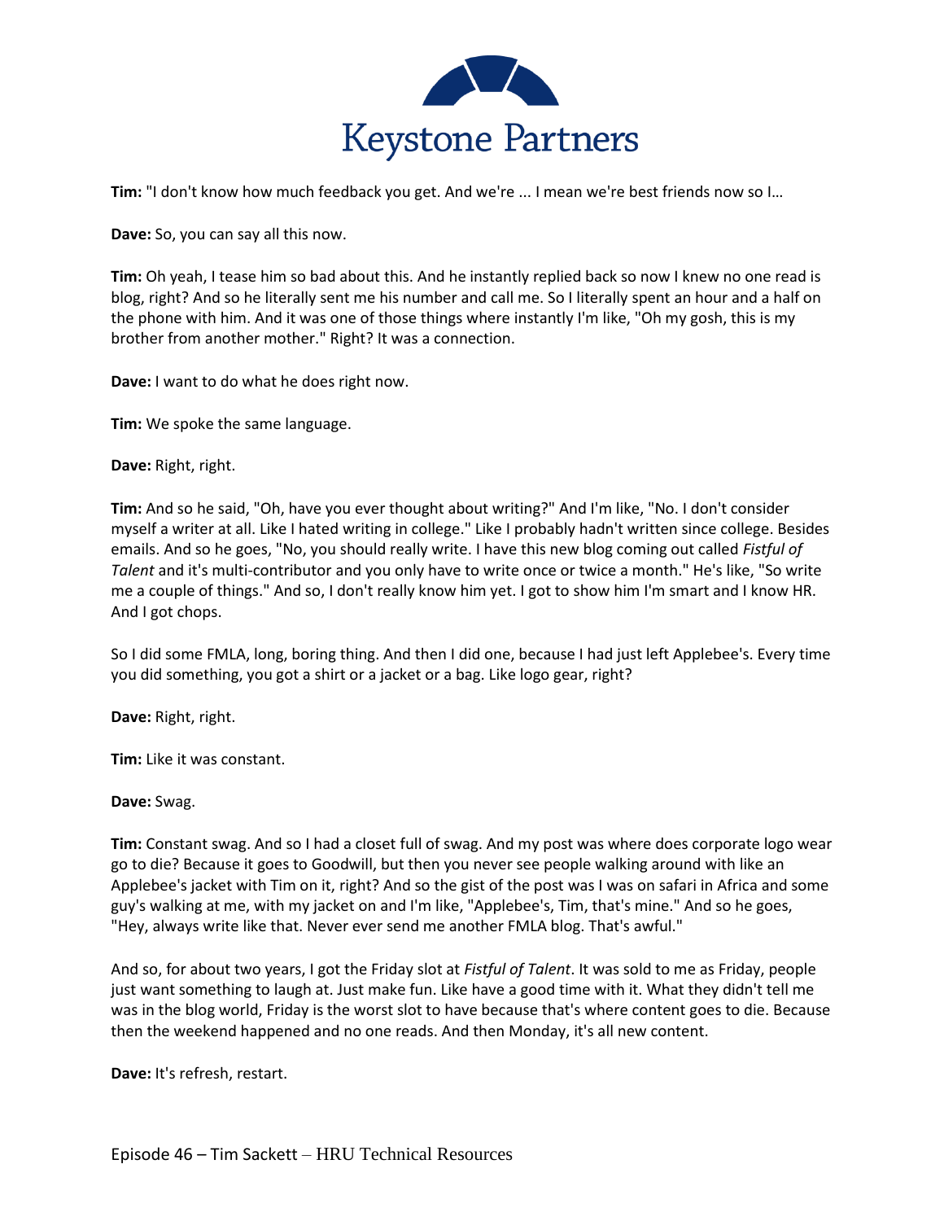**Tim:** "I don't know how much feedback you get. And we're ... I mean we're best friends now so I…

**Dave:** So, you can say all this now.

**Tim:** Oh yeah, I tease him so bad about this. And he instantly replied back so now I knew no one read is blog, right? And so he literally sent me his number and call me. So I literally spent an hour and a half on the phone with him. And it was one of those things where instantly I'm like, "Oh my gosh, this is my brother from another mother." Right? It was a connection.

**Dave:** I want to do what he does right now.

**Tim:** We spoke the same language.

**Dave:** Right, right.

**Tim:** And so he said, "Oh, have you ever thought about writing?" And I'm like, "No. I don't consider myself a writer at all. Like I hated writing in college." Like I probably hadn't written since college. Besides emails. And so he goes, "No, you should really write. I have this new blog coming out called *Fistful of Talent* and it's multi-contributor and you only have to write once or twice a month." He's like, "So write me a couple of things." And so, I don't really know him yet. I got to show him I'm smart and I know HR. And I got chops.

So I did some FMLA, long, boring thing. And then I did one, because I had just left Applebee's. Every time you did something, you got a shirt or a jacket or a bag. Like logo gear, right?

**Dave:** Right, right.

**Tim:** Like it was constant.

**Dave:** Swag.

**Tim:** Constant swag. And so I had a closet full of swag. And my post was where does corporate logo wear go to die? Because it goes to Goodwill, but then you never see people walking around with like an Applebee's jacket with Tim on it, right? And so the gist of the post was I was on safari in Africa and some guy's walking at me, with my jacket on and I'm like, "Applebee's, Tim, that's mine." And so he goes, "Hey, always write like that. Never ever send me another FMLA blog. That's awful."

And so, for about two years, I got the Friday slot at *Fistful of Talent*. It was sold to me as Friday, people just want something to laugh at. Just make fun. Like have a good time with it. What they didn't tell me was in the blog world, Friday is the worst slot to have because that's where content goes to die. Because then the weekend happened and no one reads. And then Monday, it's all new content.

**Dave:** It's refresh, restart.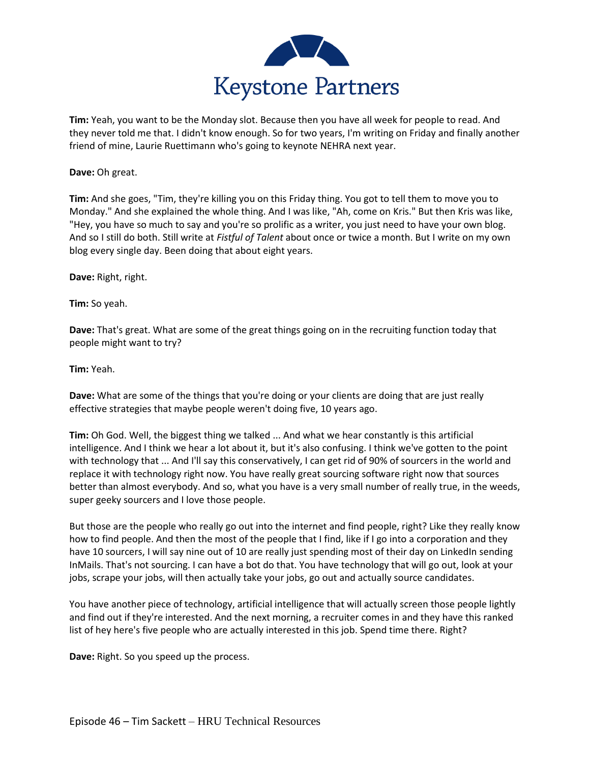**Tim:** Yeah, you want to be the Monday slot. Because then you have all week for people to read. And they never told me that. I didn't know enough. So for two years, I'm writing on Friday and finally another friend of mine, Laurie Ruettimann who's going to keynote NEHRA next year.

**Dave:** Oh great.

**Tim:** And she goes, "Tim, they're killing you on this Friday thing. You got to tell them to move you to Monday." And she explained the whole thing. And I was like, "Ah, come on Kris." But then Kris was like, "Hey, you have so much to say and you're so prolific as a writer, you just need to have your own blog. And so I still do both. Still write at *Fistful of Talent* about once or twice a month. But I write on my own blog every single day. Been doing that about eight years.

**Dave:** Right, right.

**Tim:** So yeah.

**Dave:** That's great. What are some of the great things going on in the recruiting function today that people might want to try?

**Tim:** Yeah.

**Dave:** What are some of the things that you're doing or your clients are doing that are just really effective strategies that maybe people weren't doing five, 10 years ago.

**Tim:** Oh God. Well, the biggest thing we talked ... And what we hear constantly is this artificial intelligence. And I think we hear a lot about it, but it's also confusing. I think we've gotten to the point with technology that ... And I'll say this conservatively, I can get rid of 90% of sourcers in the world and replace it with technology right now. You have really great sourcing software right now that sources better than almost everybody. And so, what you have is a very small number of really true, in the weeds, super geeky sourcers and I love those people.

But those are the people who really go out into the internet and find people, right? Like they really know how to find people. And then the most of the people that I find, like if I go into a corporation and they have 10 sourcers, I will say nine out of 10 are really just spending most of their day on LinkedIn sending InMails. That's not sourcing. I can have a bot do that. You have technology that will go out, look at your jobs, scrape your jobs, will then actually take your jobs, go out and actually source candidates.

You have another piece of technology, artificial intelligence that will actually screen those people lightly and find out if they're interested. And the next morning, a recruiter comes in and they have this ranked list of hey here's five people who are actually interested in this job. Spend time there. Right?

**Dave:** Right. So you speed up the process.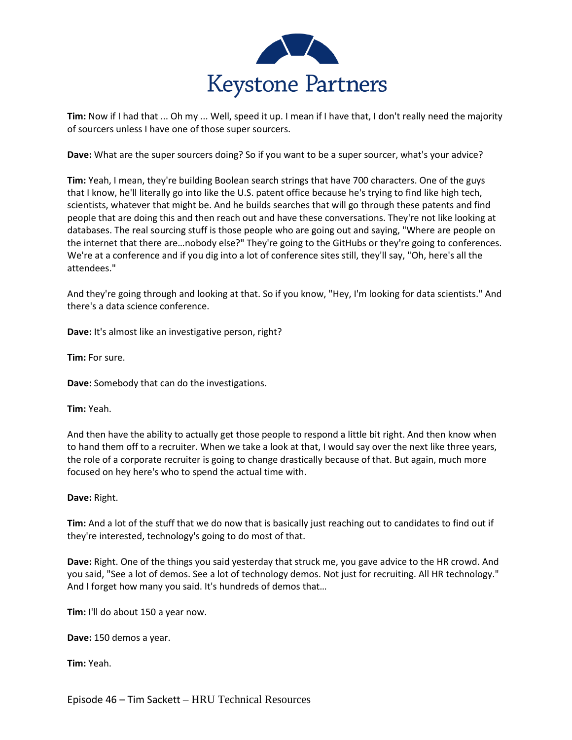**Tim:** Now if I had that ... Oh my ... Well, speed it up. I mean if I have that, I don't really need the majority of sourcers unless I have one of those super sourcers.

**Dave:** What are the super sourcers doing? So if you want to be a super sourcer, what's your advice?

**Tim:** Yeah, I mean, they're building Boolean search strings that have 700 characters. One of the guys that I know, he'll literally go into like the U.S. patent office because he's trying to find like high tech, scientists, whatever that might be. And he builds searches that will go through these patents and find people that are doing this and then reach out and have these conversations. They're not like looking at databases. The real sourcing stuff is those people who are going out and saying, "Where are people on the internet that there are…nobody else?" They're going to the GitHubs or they're going to conferences. We're at a conference and if you dig into a lot of conference sites still, they'll say, "Oh, here's all the attendees."

And they're going through and looking at that. So if you know, "Hey, I'm looking for data scientists." And there's a data science conference.

**Dave:** It's almost like an investigative person, right?

**Tim:** For sure.

**Dave:** Somebody that can do the investigations.

**Tim:** Yeah.

And then have the ability to actually get those people to respond a little bit right. And then know when to hand them off to a recruiter. When we take a look at that, I would say over the next like three years, the role of a corporate recruiter is going to change drastically because of that. But again, much more focused on hey here's who to spend the actual time with.

**Dave:** Right.

**Tim:** And a lot of the stuff that we do now that is basically just reaching out to candidates to find out if they're interested, technology's going to do most of that.

**Dave:** Right. One of the things you said yesterday that struck me, you gave advice to the HR crowd. And you said, "See a lot of demos. See a lot of technology demos. Not just for recruiting. All HR technology." And I forget how many you said. It's hundreds of demos that…

**Tim:** I'll do about 150 a year now.

**Dave:** 150 demos a year.

**Tim:** Yeah.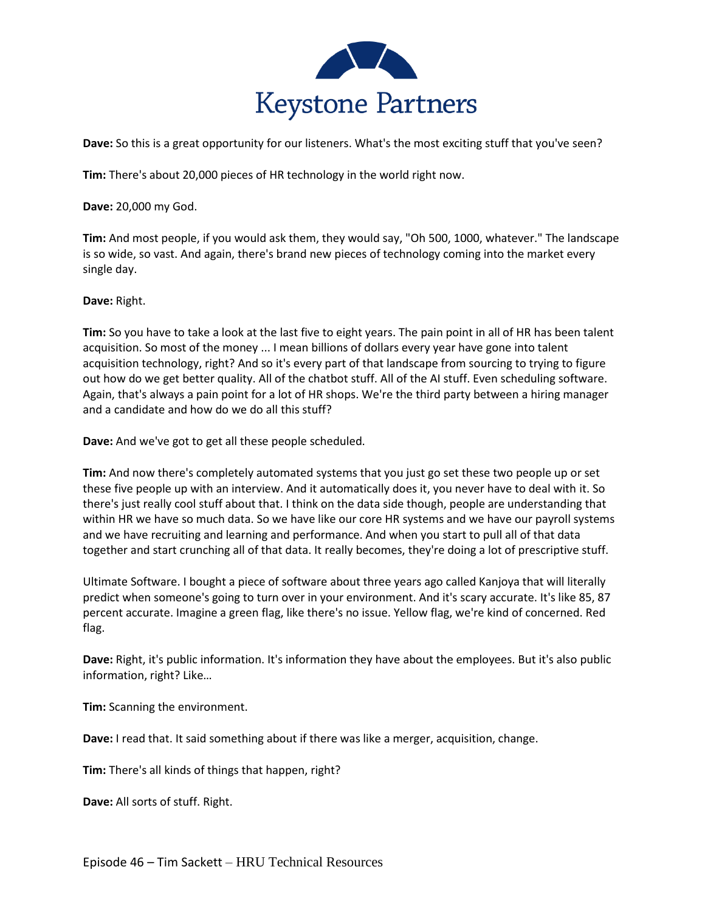**Dave:** So this is a great opportunity for our listeners. What's the most exciting stuff that you've seen?

**Tim:** There's about 20,000 pieces of HR technology in the world right now.

**Dave:** 20,000 my God.

**Tim:** And most people, if you would ask them, they would say, "Oh 500, 1000, whatever." The landscape is so wide, so vast. And again, there's brand new pieces of technology coming into the market every single day.

**Dave:** Right.

**Tim:** So you have to take a look at the last five to eight years. The pain point in all of HR has been talent acquisition. So most of the money ... I mean billions of dollars every year have gone into talent acquisition technology, right? And so it's every part of that landscape from sourcing to trying to figure out how do we get better quality. All of the chatbot stuff. All of the AI stuff. Even scheduling software. Again, that's always a pain point for a lot of HR shops. We're the third party between a hiring manager and a candidate and how do we do all this stuff?

**Dave:** And we've got to get all these people scheduled.

**Tim:** And now there's completely automated systems that you just go set these two people up or set these five people up with an interview. And it automatically does it, you never have to deal with it. So there's just really cool stuff about that. I think on the data side though, people are understanding that within HR we have so much data. So we have like our core HR systems and we have our payroll systems and we have recruiting and learning and performance. And when you start to pull all of that data together and start crunching all of that data. It really becomes, they're doing a lot of prescriptive stuff.

Ultimate Software. I bought a piece of software about three years ago called Kanjoya that will literally predict when someone's going to turn over in your environment. And it's scary accurate. It's like 85, 87 percent accurate. Imagine a green flag, like there's no issue. Yellow flag, we're kind of concerned. Red flag.

**Dave:** Right, it's public information. It's information they have about the employees. But it's also public information, right? Like…

**Tim:** Scanning the environment.

**Dave:** I read that. It said something about if there was like a merger, acquisition, change.

**Tim:** There's all kinds of things that happen, right?

**Dave:** All sorts of stuff. Right.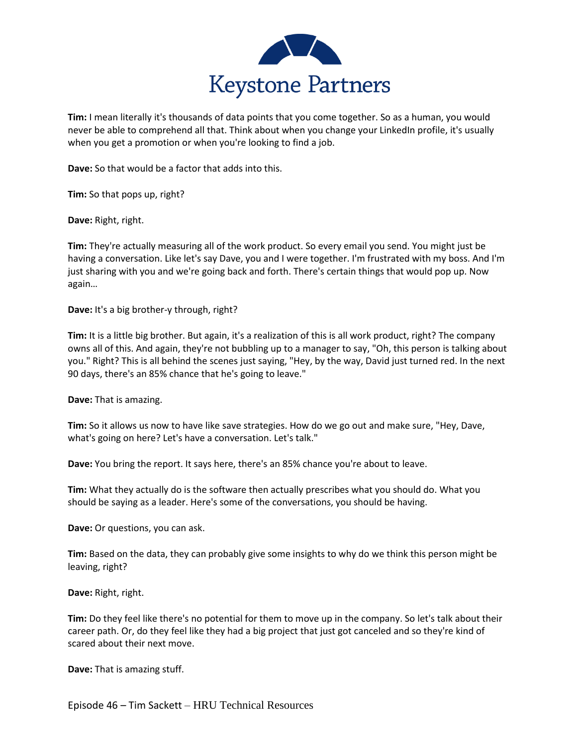**Tim:** I mean literally it's thousands of data points that you come together. So as a human, you would never be able to comprehend all that. Think about when you change your LinkedIn profile, it's usually when you get a promotion or when you're looking to find a job.

**Dave:** So that would be a factor that adds into this.

**Tim:** So that pops up, right?

**Dave:** Right, right.

**Tim:** They're actually measuring all of the work product. So every email you send. You might just be having a conversation. Like let's say Dave, you and I were together. I'm frustrated with my boss. And I'm just sharing with you and we're going back and forth. There's certain things that would pop up. Now again…

**Dave:** It's a big brother-y through, right?

**Tim:** It is a little big brother. But again, it's a realization of this is all work product, right? The company owns all of this. And again, they're not bubbling up to a manager to say, "Oh, this person is talking about you." Right? This is all behind the scenes just saying, "Hey, by the way, David just turned red. In the next 90 days, there's an 85% chance that he's going to leave."

**Dave:** That is amazing.

**Tim:** So it allows us now to have like save strategies. How do we go out and make sure, "Hey, Dave, what's going on here? Let's have a conversation. Let's talk."

**Dave:** You bring the report. It says here, there's an 85% chance you're about to leave.

**Tim:** What they actually do is the software then actually prescribes what you should do. What you should be saying as a leader. Here's some of the conversations, you should be having.

**Dave:** Or questions, you can ask.

**Tim:** Based on the data, they can probably give some insights to why do we think this person might be leaving, right?

**Dave:** Right, right.

**Tim:** Do they feel like there's no potential for them to move up in the company. So let's talk about their career path. Or, do they feel like they had a big project that just got canceled and so they're kind of scared about their next move.

**Dave:** That is amazing stuff.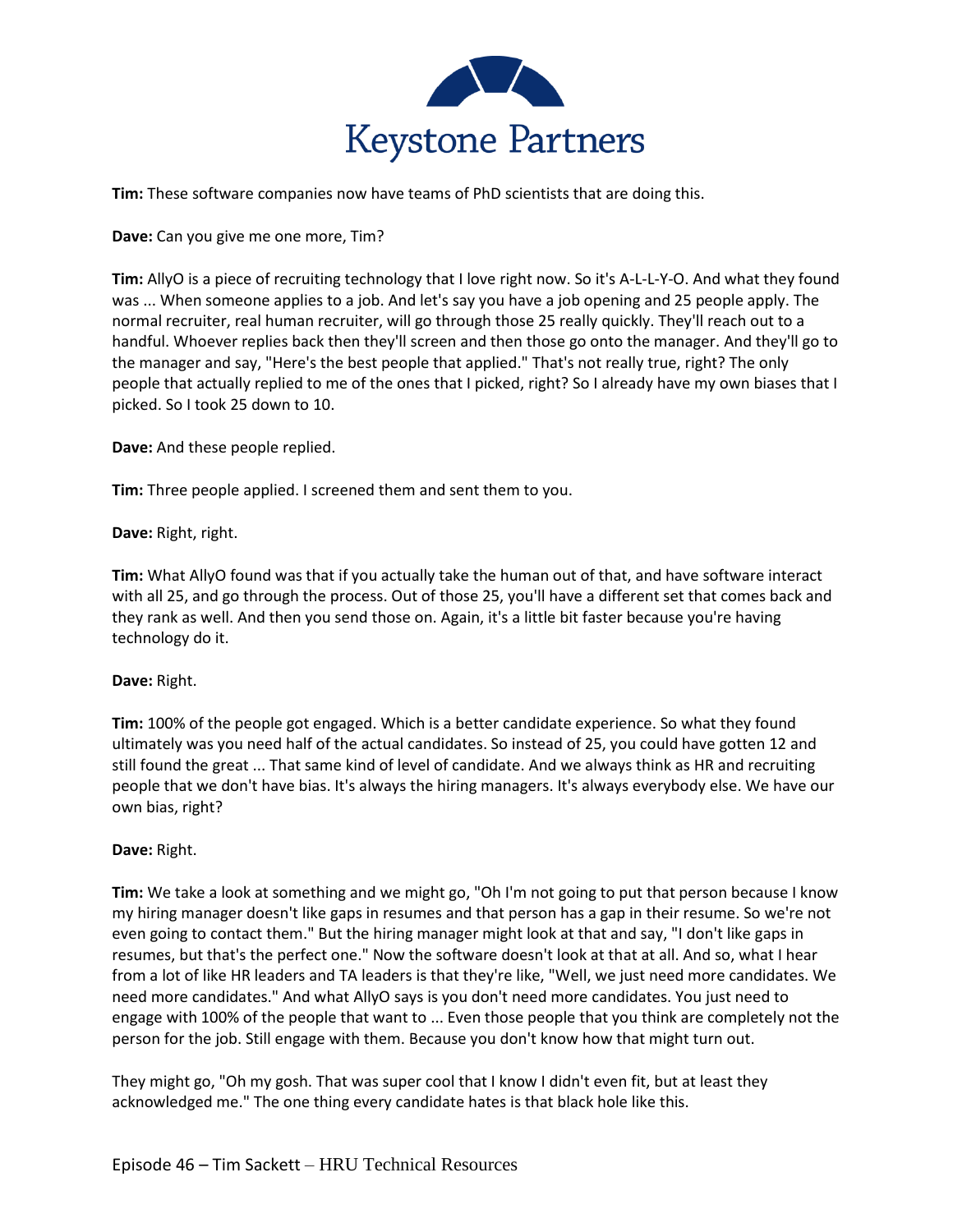**Tim:** These software companies now have teams of PhD scientists that are doing this.

**Dave:** Can you give me one more, Tim?

**Tim:** AllyO is a piece of recruiting technology that I love right now. So it's A-L-L-Y-O. And what they found was ... When someone applies to a job. And let's say you have a job opening and 25 people apply. The normal recruiter, real human recruiter, will go through those 25 really quickly. They'll reach out to a handful. Whoever replies back then they'll screen and then those go onto the manager. And they'll go to the manager and say, "Here's the best people that applied." That's not really true, right? The only people that actually replied to me of the ones that I picked, right? So I already have my own biases that I picked. So I took 25 down to 10.

**Dave:** And these people replied.

**Tim:** Three people applied. I screened them and sent them to you.

**Dave:** Right, right.

**Tim:** What AllyO found was that if you actually take the human out of that, and have software interact with all 25, and go through the process. Out of those 25, you'll have a different set that comes back and they rank as well. And then you send those on. Again, it's a little bit faster because you're having technology do it.

**Dave:** Right.

**Tim:** 100% of the people got engaged. Which is a better candidate experience. So what they found ultimately was you need half of the actual candidates. So instead of 25, you could have gotten 12 and still found the great ... That same kind of level of candidate. And we always think as HR and recruiting people that we don't have bias. It's always the hiring managers. It's always everybody else. We have our own bias, right?

**Dave:** Right.

**Tim:** We take a look at something and we might go, "Oh I'm not going to put that person because I know my hiring manager doesn't like gaps in resumes and that person has a gap in their resume. So we're not even going to contact them." But the hiring manager might look at that and say, "I don't like gaps in resumes, but that's the perfect one." Now the software doesn't look at that at all. And so, what I hear from a lot of like HR leaders and TA leaders is that they're like, "Well, we just need more candidates. We need more candidates." And what AllyO says is you don't need more candidates. You just need to engage with 100% of the people that want to ... Even those people that you think are completely not the person for the job. Still engage with them. Because you don't know how that might turn out.

They might go, "Oh my gosh. That was super cool that I know I didn't even fit, but at least they acknowledged me." The one thing every candidate hates is that black hole like this.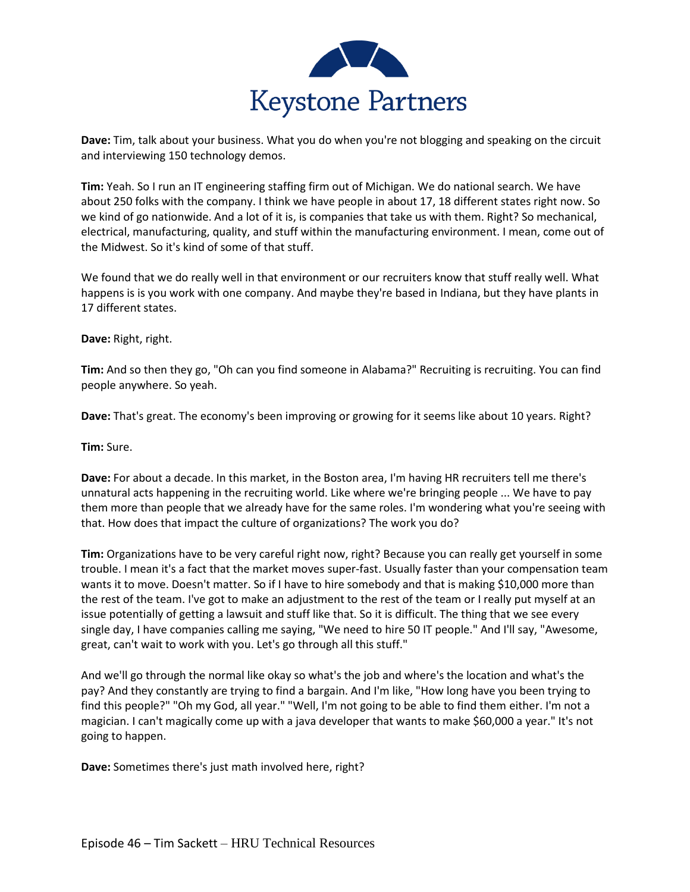**Dave:** Tim, talk about your business. What you do when you're not blogging and speaking on the circuit and interviewing 150 technology demos.

**Tim:** Yeah. So I run an IT engineering staffing firm out of Michigan. We do national search. We have about 250 folks with the company. I think we have people in about 17, 18 different states right now. So we kind of go nationwide. And a lot of it is, is companies that take us with them. Right? So mechanical, electrical, manufacturing, quality, and stuff within the manufacturing environment. I mean, come out of the Midwest. So it's kind of some of that stuff.

We found that we do really well in that environment or our recruiters know that stuff really well. What happens is is you work with one company. And maybe they're based in Indiana, but they have plants in 17 different states.

**Dave:** Right, right.

**Tim:** And so then they go, "Oh can you find someone in Alabama?" Recruiting is recruiting. You can find people anywhere. So yeah.

**Dave:** That's great. The economy's been improving or growing for it seems like about 10 years. Right?

**Tim:** Sure.

**Dave:** For about a decade. In this market, in the Boston area, I'm having HR recruiters tell me there's unnatural acts happening in the recruiting world. Like where we're bringing people ... We have to pay them more than people that we already have for the same roles. I'm wondering what you're seeing with that. How does that impact the culture of organizations? The work you do?

**Tim:** Organizations have to be very careful right now, right? Because you can really get yourself in some trouble. I mean it's a fact that the market moves super-fast. Usually faster than your compensation team wants it to move. Doesn't matter. So if I have to hire somebody and that is making $10,000 more than the rest of the team. I've got to make an adjustment to the rest of the team or I really put myself at an issue potentially of getting a lawsuit and stuff like that. So it is difficult. The thing that we see every single day, I have companies calling me saying, "We need to hire 50 IT people." And I'll say, "Awesome, great, can't wait to work with you. Let's go through all this stuff."

And we'll go through the normal like okay so what's the job and where's the location and what's the pay? And they constantly are trying to find a bargain. And I'm like, "How long have you been trying to find this people?" "Oh my God, all year." "Well, I'm not going to be able to find them either. I'm not a magician. I can't magically come up with a java developer that wants to make $60,000 a year." It's not going to happen.

**Dave:** Sometimes there's just math involved here, right?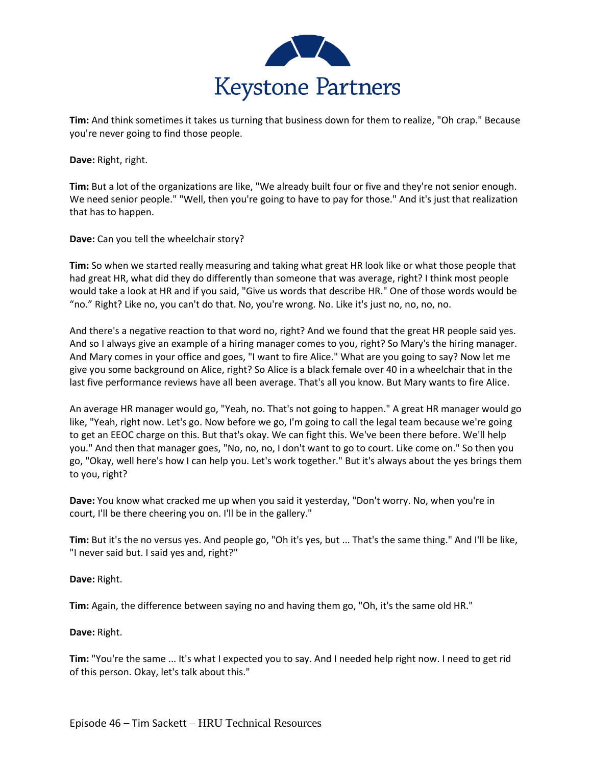**Tim:** And think sometimes it takes us turning that business down for them to realize, "Oh crap." Because you're never going to find those people.

**Dave:** Right, right.

**Tim:** But a lot of the organizations are like, "We already built four or five and they're not senior enough. We need senior people." "Well, then you're going to have to pay for those." And it's just that realization that has to happen.

**Dave:** Can you tell the wheelchair story?

**Tim:** So when we started really measuring and taking what great HR look like or what those people that had great HR, what did they do differently than someone that was average, right? I think most people would take a look at HR and if you said, "Give us words that describe HR." One of those words would be "no." Right? Like no, you can't do that. No, you're wrong. No. Like it's just no, no, no, no.

And there's a negative reaction to that word no, right? And we found that the great HR people said yes. And so I always give an example of a hiring manager comes to you, right? So Mary's the hiring manager. And Mary comes in your office and goes, "I want to fire Alice." What are you going to say? Now let me give you some background on Alice, right? So Alice is a black female over 40 in a wheelchair that in the last five performance reviews have all been average. That's all you know. But Mary wants to fire Alice.

An average HR manager would go, "Yeah, no. That's not going to happen." A great HR manager would go like, "Yeah, right now. Let's go. Now before we go, I'm going to call the legal team because we're going to get an EEOC charge on this. But that's okay. We can fight this. We've been there before. We'll help you." And then that manager goes, "No, no, no, I don't want to go to court. Like come on." So then you go, "Okay, well here's how I can help you. Let's work together." But it's always about the yes brings them to you, right?

**Dave:** You know what cracked me up when you said it yesterday, "Don't worry. No, when you're in court, I'll be there cheering you on. I'll be in the gallery."

**Tim:** But it's the no versus yes. And people go, "Oh it's yes, but ... That's the same thing." And I'll be like, "I never said but. I said yes and, right?"

**Dave:** Right.

**Tim:** Again, the difference between saying no and having them go, "Oh, it's the same old HR."

**Dave:** Right.

**Tim:** "You're the same ... It's what I expected you to say. And I needed help right now. I need to get rid of this person. Okay, let's talk about this."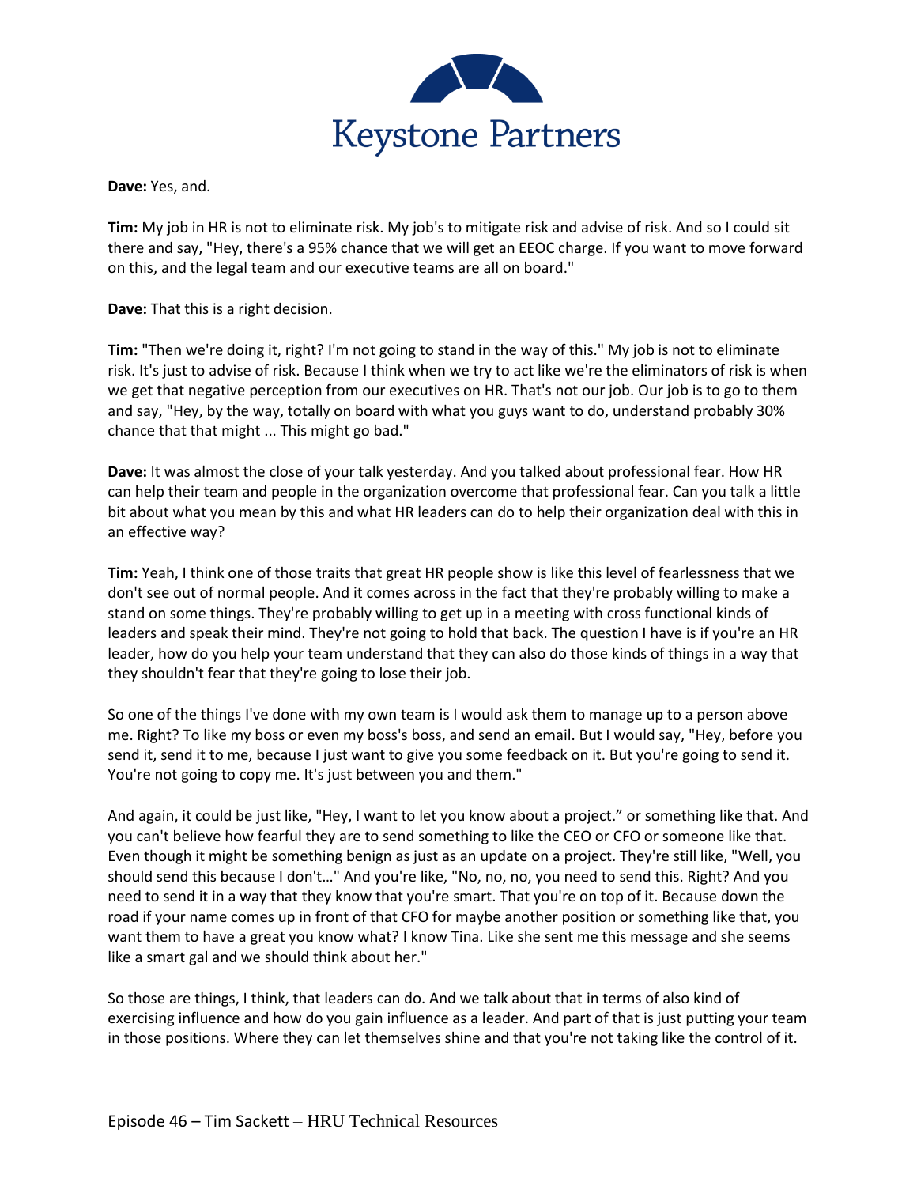**Dave:** Yes, and.

**Tim:** My job in HR is not to eliminate risk. My job's to mitigate risk and advise of risk. And so I could sit there and say, "Hey, there's a 95% chance that we will get an EEOC charge. If you want to move forward on this, and the legal team and our executive teams are all on board."

**Dave:** That this is a right decision.

**Tim:** "Then we're doing it, right? I'm not going to stand in the way of this." My job is not to eliminate risk. It's just to advise of risk. Because I think when we try to act like we're the eliminators of risk is when we get that negative perception from our executives on HR. That's not our job. Our job is to go to them and say, "Hey, by the way, totally on board with what you guys want to do, understand probably 30% chance that that might ... This might go bad."

**Dave:** It was almost the close of your talk yesterday. And you talked about professional fear. How HR can help their team and people in the organization overcome that professional fear. Can you talk a little bit about what you mean by this and what HR leaders can do to help their organization deal with this in an effective way?

**Tim:** Yeah, I think one of those traits that great HR people show is like this level of fearlessness that we don't see out of normal people. And it comes across in the fact that they're probably willing to make a stand on some things. They're probably willing to get up in a meeting with cross functional kinds of leaders and speak their mind. They're not going to hold that back. The question I have is if you're an HR leader, how do you help your team understand that they can also do those kinds of things in a way that they shouldn't fear that they're going to lose their job.

So one of the things I've done with my own team is I would ask them to manage up to a person above me. Right? To like my boss or even my boss's boss, and send an email. But I would say, "Hey, before you send it, send it to me, because I just want to give you some feedback on it. But you're going to send it. You're not going to copy me. It's just between you and them."

And again, it could be just like, "Hey, I want to let you know about a project." or something like that. And you can't believe how fearful they are to send something to like the CEO or CFO or someone like that. Even though it might be something benign as just as an update on a project. They're still like, "Well, you should send this because I don't…" And you're like, "No, no, no, you need to send this. Right? And you need to send it in a way that they know that you're smart. That you're on top of it. Because down the road if your name comes up in front of that CFO for maybe another position or something like that, you want them to have a great you know what? I know Tina. Like she sent me this message and she seems like a smart gal and we should think about her."

So those are things, I think, that leaders can do. And we talk about that in terms of also kind of exercising influence and how do you gain influence as a leader. And part of that is just putting your team in those positions. Where they can let themselves shine and that you're not taking like the control of it.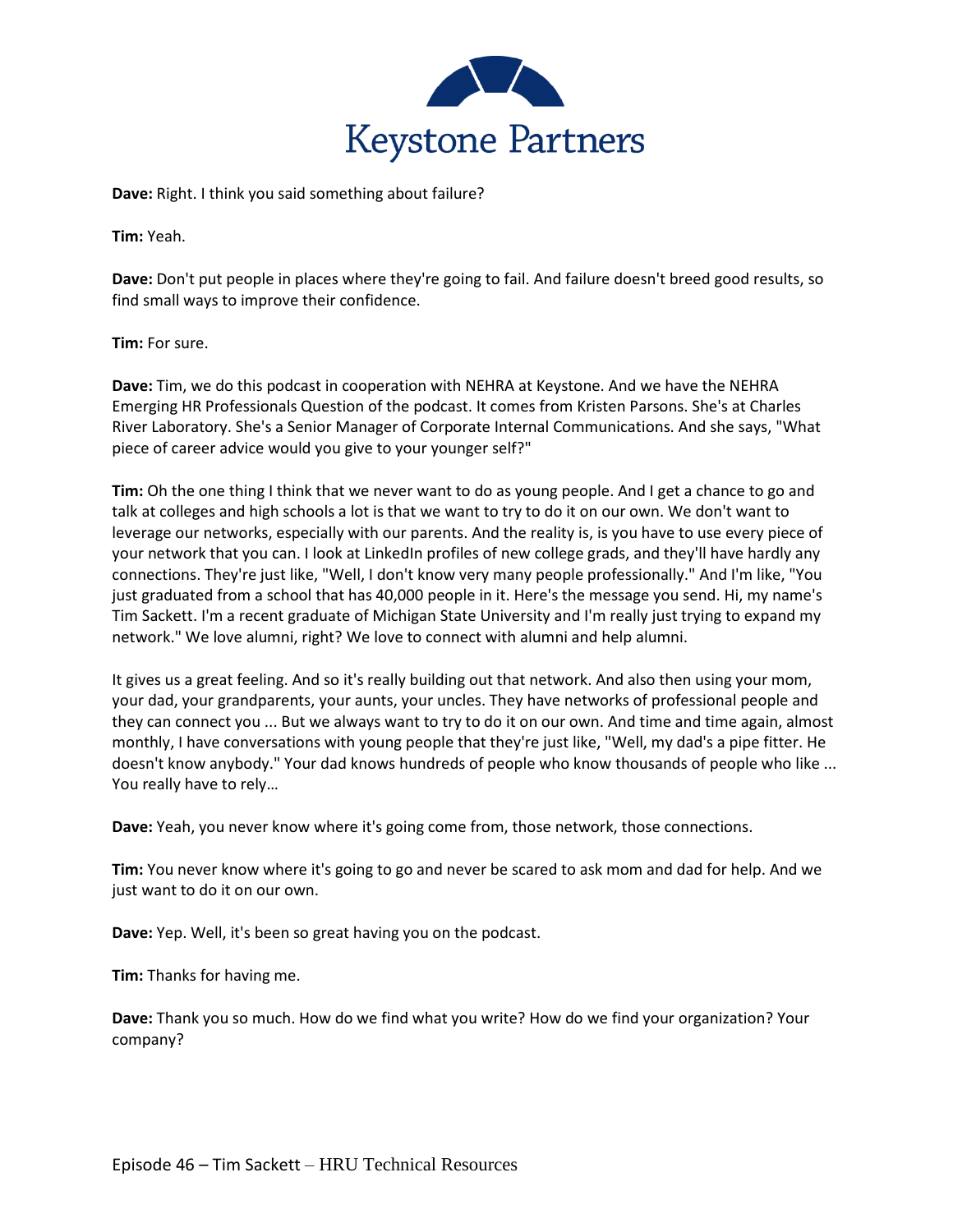**Dave:** Right. I think you said something about failure?

**Tim:** Yeah.

**Dave:** Don't put people in places where they're going to fail. And failure doesn't breed good results, so find small ways to improve their confidence.

**Tim:** For sure.

**Dave:** Tim, we do this podcast in cooperation with NEHRA at Keystone. And we have the NEHRA Emerging HR Professionals Question of the podcast. It comes from Kristen Parsons. She's at Charles River Laboratory. She's a Senior Manager of Corporate Internal Communications. And she says, "What piece of career advice would you give to your younger self?"

**Tim:** Oh the one thing I think that we never want to do as young people. And I get a chance to go and talk at colleges and high schools a lot is that we want to try to do it on our own. We don't want to leverage our networks, especially with our parents. And the reality is, is you have to use every piece of your network that you can. I look at LinkedIn profiles of new college grads, and they'll have hardly any connections. They're just like, "Well, I don't know very many people professionally." And I'm like, "You just graduated from a school that has 40,000 people in it. Here's the message you send. Hi, my name's Tim Sackett. I'm a recent graduate of Michigan State University and I'm really just trying to expand my network." We love alumni, right? We love to connect with alumni and help alumni.

It gives us a great feeling. And so it's really building out that network. And also then using your mom, your dad, your grandparents, your aunts, your uncles. They have networks of professional people and they can connect you ... But we always want to try to do it on our own. And time and time again, almost monthly, I have conversations with young people that they're just like, "Well, my dad's a pipe fitter. He doesn't know anybody." Your dad knows hundreds of people who know thousands of people who like ... You really have to rely…

**Dave:** Yeah, you never know where it's going come from, those network, those connections.

**Tim:** You never know where it's going to go and never be scared to ask mom and dad for help. And we just want to do it on our own.

**Dave:** Yep. Well, it's been so great having you on the podcast.

**Tim:** Thanks for having me.

**Dave:** Thank you so much. How do we find what you write? How do we find your organization? Your company?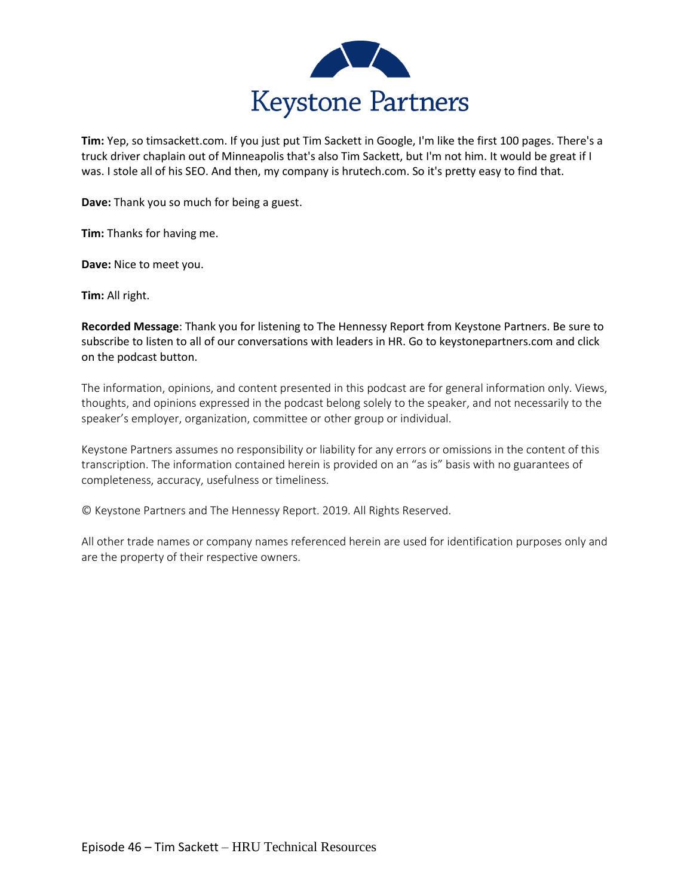**Tim:** Yep, so timsackett.com. If you just put Tim Sackett in Google, I'm like the first 100 pages. There's a truck driver chaplain out of Minneapolis that's also Tim Sackett, but I'm not him. It would be great if I was. I stole all of his SEO. And then, my company is hrutech.com. So it's pretty easy to find that.

**Dave:** Thank you so much for being a guest.

**Tim:** Thanks for having me.

**Dave:** Nice to meet you.

**Tim:** All right.

**Recorded Message**: Thank you for listening to The Hennessy Report from Keystone Partners. Be sure to subscribe to listen to all of our conversations with leaders in HR. Go to keystonepartners.com and click on the podcast button.

The information, opinions, and content presented in this podcast are for general information only. Views, thoughts, and opinions expressed in the podcast belong solely to the speaker, and not necessarily to the speaker's employer, organization, committee or other group or individual.

Keystone Partners assumes no responsibility or liability for any errors or omissions in the content of this transcription. The information contained herein is provided on an "as is" basis with no guarantees of completeness, accuracy, usefulness or timeliness.

© Keystone Partners and The Hennessy Report. 2019. All Rights Reserved.

All other trade names or company names referenced herein are used for identification purposes only and are the property of their respective owners.